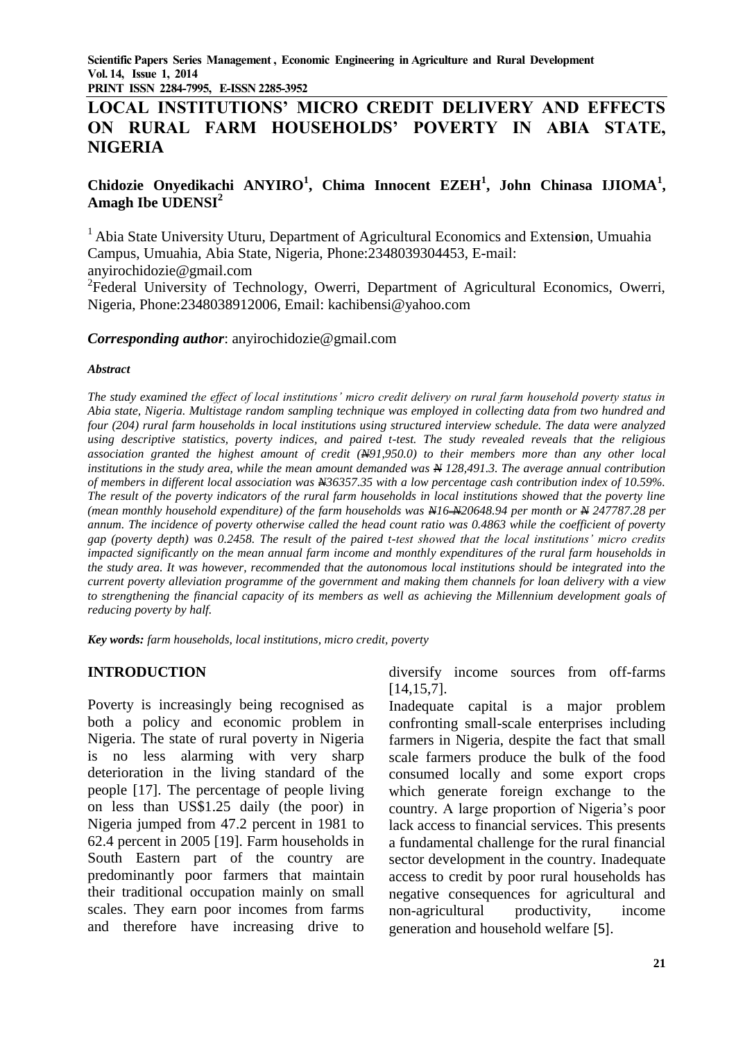# LOCAL INSTITUTIONS' MICRO CREDIT DELIVERY AND EFFECTS ON RURAL FARM HOUSEHOLDS' POVERTY IN ABIA STATE, NIGERIA

**Chidozie Onyedikachi ANYIRO[1], Chima Innocent EZEH[1], John Chinasa IJIOMA[1], Amagh Ibe UDENSI[2]**

[1] Abia State University Uturu, Department of Agricultural Economics and Extension, Umuahia Campus, Umuahia, Abia State, Nigeria, Phone:2348039304453, E-mail: anyirochidozie@gmail.com

[2] Federal University of Technology, Owerri, Department of Agricultural Economics, Owerri, Nigeria, Phone:2348038912006, Email: kachibensi@yahoo.com

***Corresponding author***: anyirochidozie@gmail.com

***Abstract***

*The study examined the effect of local institutions' micro credit delivery on rural farm household poverty status in Abia state, Nigeria. Multistage random sampling technique was employed in collecting data from two hundred and four (204) rural farm households in local institutions using structured interview schedule. The data were analyzed using descriptive statistics, poverty indices, and paired t-test. The study revealed reveals that the religious association granted the highest amount of credit (₦91,950.0) to their members more than any other local institutions in the study area, while the mean amount demanded was ₦ 128,491.3. The average annual contribution of members in different local association was ₦36357.35 with a low percentage cash contribution index of 10.59%. The result of the poverty indicators of the rural farm households in local institutions showed that the poverty line (mean monthly household expenditure) of the farm households was ₦16 ₦20648.94 per month or ₦ 247787.28 per annum. The incidence of poverty otherwise called the head count ratio was 0.4863 while the coefficient of poverty gap (poverty depth) was 0.2458. The result of the paired t-test showed that the local institutions' micro credits impacted significantly on the mean annual farm income and monthly expenditures of the rural farm households in the study area. It was however, recommended that the autonomous local institutions should be integrated into the current poverty alleviation programme of the government and making them channels for loan delivery with a view to strengthening the financial capacity of its members as well as achieving the Millennium development goals of reducing poverty by half.*

***Key words:*** *farm households, local institutions, micro credit, poverty*

## INTRODUCTION

Poverty is increasingly being recognised as both a policy and economic problem in Nigeria. The state of rural poverty in Nigeria is no less alarming with very sharp deterioration in the living standard of the people [17]. The percentage of people living on less than US$1.25 daily (the poor) in Nigeria jumped from 47.2 percent in 1981 to 62.4 percent in 2005 [19]. Farm households in South Eastern part of the country are predominantly poor farmers that maintain their traditional occupation mainly on small scales. They earn poor incomes from farms and therefore have increasing drive to diversify income sources from off-farms [14,15,7].

Inadequate capital is a major problem confronting small-scale enterprises including farmers in Nigeria, despite the fact that small scale farmers produce the bulk of the food consumed locally and some export crops which generate foreign exchange to the country. A large proportion of Nigeria's poor lack access to financial services. This presents a fundamental challenge for the rural financial sector development in the country. Inadequate access to credit by poor rural households has negative consequences for agricultural and non-agricultural productivity, income generation and household welfare [5].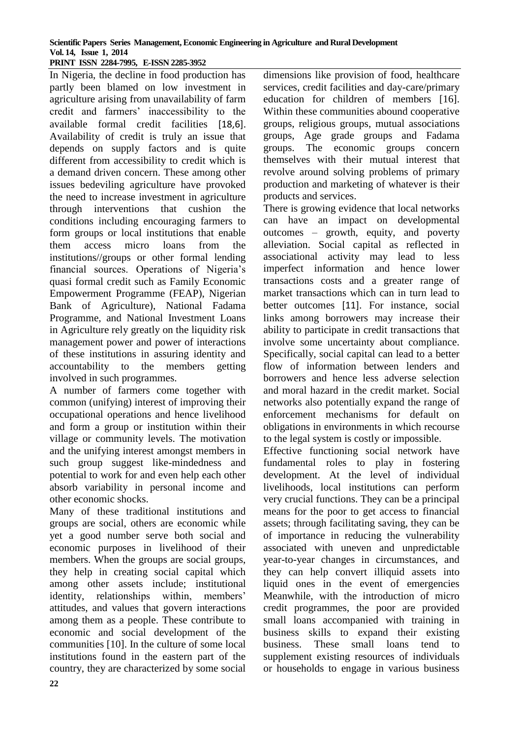In Nigeria, the decline in food production has partly been blamed on low investment in agriculture arising from unavailability of farm credit and farmers' inaccessibility to the available formal credit facilities [18,6]. Availability of credit is truly an issue that depends on supply factors and is quite different from accessibility to credit which is a demand driven concern. These among other issues bedeviling agriculture have provoked the need to increase investment in agriculture through interventions that cushion the conditions including encouraging farmers to form groups or local institutions that enable them access micro loans from the institutions//groups or other formal lending financial sources. Operations of Nigeria's quasi formal credit such as Family Economic Empowerment Programme (FEAP), Nigerian Bank of Agriculture), National Fadama Programme, and National Investment Loans in Agriculture rely greatly on the liquidity risk management power and power of interactions of these institutions in assuring identity and accountability to the members getting involved in such programmes.

A number of farmers come together with common (unifying) interest of improving their occupational operations and hence livelihood and form a group or institution within their village or community levels. The motivation and the unifying interest amongst members in such group suggest like-mindedness and potential to work for and even help each other absorb variability in personal income and other economic shocks.

Many of these traditional institutions and groups are social, others are economic while yet a good number serve both social and economic purposes in livelihood of their members. When the groups are social groups, they help in creating social capital which among other assets include; institutional identity, relationships within, members' attitudes, and values that govern interactions among them as a people. These contribute to economic and social development of the communities [10]. In the culture of some local institutions found in the eastern part of the country, they are characterized by some social dimensions like provision of food, healthcare services, credit facilities and day-care/primary education for children of members [16]. Within these communities abound cooperative groups, religious groups, mutual associations groups, Age grade groups and Fadama groups. The economic groups concern themselves with their mutual interest that revolve around solving problems of primary production and marketing of whatever is their products and services.

There is growing evidence that local networks can have an impact on developmental outcomes – growth, equity, and poverty alleviation. Social capital as reflected in associational activity may lead to less imperfect information and hence lower transactions costs and a greater range of market transactions which can in turn lead to better outcomes [11]. For instance, social links among borrowers may increase their ability to participate in credit transactions that involve some uncertainty about compliance. Specifically, social capital can lead to a better flow of information between lenders and borrowers and hence less adverse selection and moral hazard in the credit market. Social networks also potentially expand the range of enforcement mechanisms for default on obligations in environments in which recourse to the legal system is costly or impossible.

Effective functioning social network have fundamental roles to play in fostering development. At the level of individual livelihoods, local institutions can perform very crucial functions. They can be a principal means for the poor to get access to financial assets; through facilitating saving, they can be of importance in reducing the vulnerability associated with uneven and unpredictable year-to-year changes in circumstances, and they can help convert illiquid assets into liquid ones in the event of emergencies Meanwhile, with the introduction of micro credit programmes, the poor are provided small loans accompanied with training in business skills to expand their existing business. These small loans tend to supplement existing resources of individuals or households to engage in various business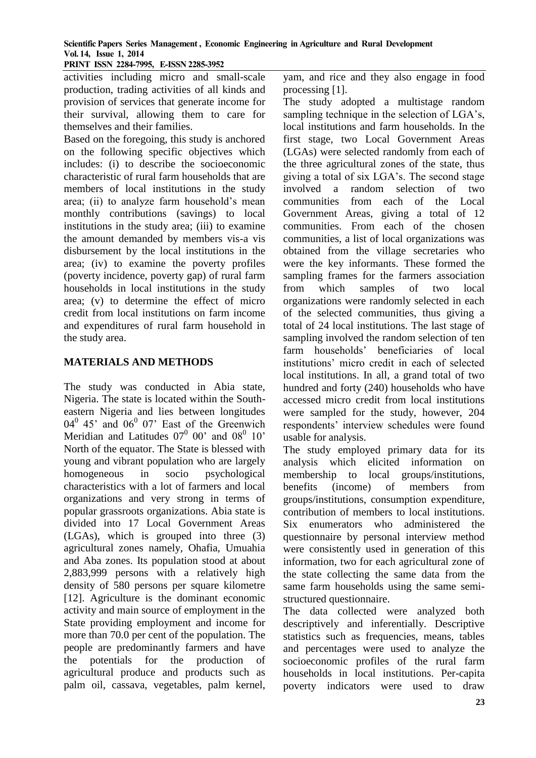activities including micro and small-scale production, trading activities of all kinds and provision of services that generate income for their survival, allowing them to care for themselves and their families.

Based on the foregoing, this study is anchored on the following specific objectives which includes: (i) to describe the socioeconomic characteristic of rural farm households that are members of local institutions in the study area; (ii) to analyze farm household's mean monthly contributions (savings) to local institutions in the study area; (iii) to examine the amount demanded by members vis-a vis disbursement by the local institutions in the area; (iv) to examine the poverty profiles (poverty incidence, poverty gap) of rural farm households in local institutions in the study area; (v) to determine the effect of micro credit from local institutions on farm income and expenditures of rural farm household in the study area.

## MATERIALS AND METHODS

The study was conducted in Abia state, Nigeria. The state is located within the South-eastern Nigeria and lies between longitudes $04^0$ 45' and $06^0$ 07' East of the Greenwich Meridian and Latitudes $07^0$ 00' and $08^0$ 10' North of the equator. The State is blessed with young and vibrant population who are largely homogeneous in socio psychological characteristics with a lot of farmers and local organizations and very strong in terms of popular grassroots organizations. Abia state is divided into 17 Local Government Areas (LGAs), which is grouped into three (3) agricultural zones namely, Ohafia, Umuahia and Aba zones. Its population stood at about 2,883,999 persons with a relatively high density of 580 persons per square kilometre [12]. Agriculture is the dominant economic activity and main source of employment in the State providing employment and income for more than 70.0 per cent of the population. The people are predominantly farmers and have the potentials for the production of agricultural produce and products such as palm oil, cassava, vegetables, palm kernel, yam, and rice and they also engage in food processing [1].

The study adopted a multistage random sampling technique in the selection of LGA's, local institutions and farm households. In the first stage, two Local Government Areas (LGAs) were selected randomly from each of the three agricultural zones of the state, thus giving a total of six LGA's. The second stage involved a random selection of two communities from each of the Local Government Areas, giving a total of 12 communities. From each of the chosen communities, a list of local organizations was obtained from the village secretaries who were the key informants. These formed the sampling frames for the farmers association from which samples of two local organizations were randomly selected in each of the selected communities, thus giving a total of 24 local institutions. The last stage of sampling involved the random selection of ten farm households' beneficiaries of local institutions' micro credit in each of selected local institutions. In all, a grand total of two hundred and forty (240) households who have accessed micro credit from local institutions were sampled for the study, however, 204 respondents' interview schedules were found usable for analysis.

The study employed primary data for its analysis which elicited information on membership to local groups/institutions, benefits (income) of members from groups/institutions, consumption expenditure, contribution of members to local institutions. Six enumerators who administered the questionnaire by personal interview method were consistently used in generation of this information, two for each agricultural zone of the state collecting the same data from the same farm households using the same semi-structured questionnaire.

The data collected were analyzed both descriptively and inferentially. Descriptive statistics such as frequencies, means, tables and percentages were used to analyze the socioeconomic profiles of the rural farm households in local institutions. Per-capita poverty indicators were used to draw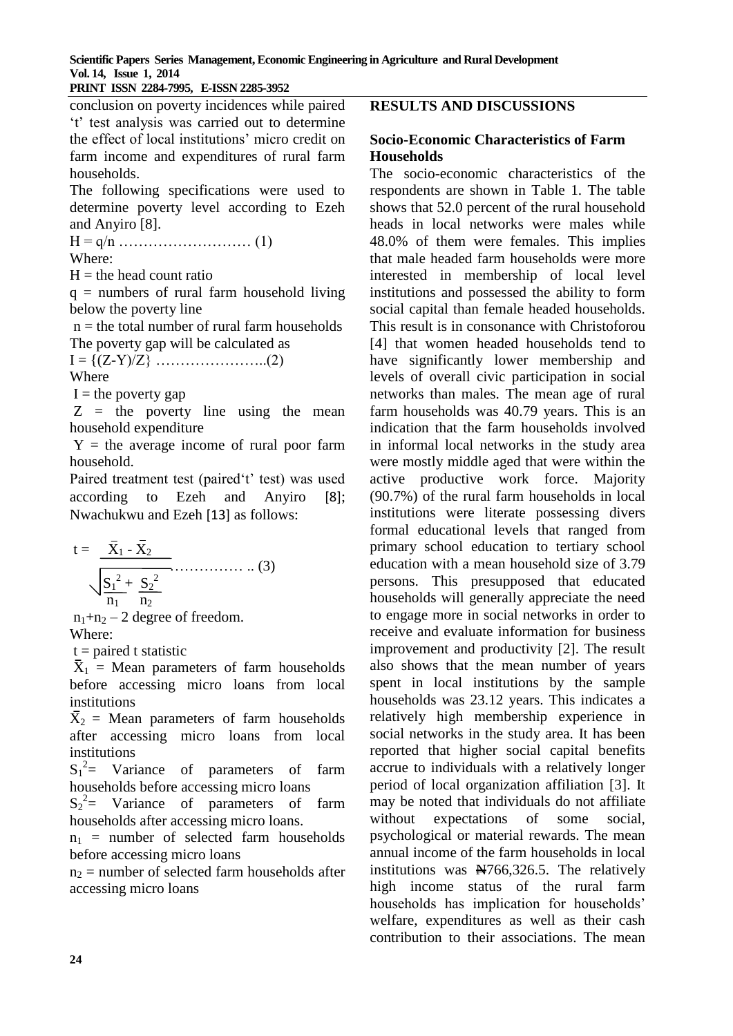conclusion on poverty incidences while paired 't' test analysis was carried out to determine the effect of local institutions' micro credit on farm income and expenditures of rural farm households.

The following specifications were used to determine poverty level according to Ezeh and Anyiro [8].

$$H = q/n \quad \text{………………………} \ (1)$$

Where:

$H$ = the head count ratio

$q$ = numbers of rural farm household living below the poverty line

$n$ = the total number of rural farm households

The poverty gap will be calculated as

$$I = \{(Z-Y)/Z\} \quad \text{…………………..} (2)$$

Where

$I$ = the poverty gap

$Z$ = the poverty line using the mean household expenditure

$Y$ = the average income of rural poor farm household.

Paired treatment test (paired't' test) was used according to Ezeh and Anyiro [8]; Nwachukwu and Ezeh [13] as follows:

$$t = \frac{\bar{X}_1 - \bar{X}_2}{\sqrt{\frac{S_1^2}{n_1} + \frac{S_2^2}{n_2}}} \quad \text{…………… ..} (3)$$

$n_1+n_2 - 2$ degree of freedom.

Where:

$t$ = paired t statistic

$\bar{X}_1$ = Mean parameters of farm households before accessing micro loans from local institutions

$\bar{X}_2$ = Mean parameters of farm households after accessing micro loans from local institutions

$S_1^2$= Variance of parameters of farm households before accessing micro loans

$S_2^2$= Variance of parameters of farm households after accessing micro loans.

$n_1$ = number of selected farm households before accessing micro loans

$n_2$ = number of selected farm households after accessing micro loans

## RESULTS AND DISCUSSIONS

### Socio-Economic Characteristics of Farm Households

The socio-economic characteristics of the respondents are shown in Table 1. The table shows that 52.0 percent of the rural household heads in local networks were males while 48.0% of them were females. This implies that male headed farm households were more interested in membership of local level institutions and possessed the ability to form social capital than female headed households. This result is in consonance with Christoforou [4] that women headed households tend to have significantly lower membership and levels of overall civic participation in social networks than males. The mean age of rural farm households was 40.79 years. This is an indication that the farm households involved in informal local networks in the study area were mostly middle aged that were within the active productive work force. Majority (90.7%) of the rural farm households in local institutions were literate possessing divers formal educational levels that ranged from primary school education to tertiary school education with a mean household size of 3.79 persons. This presupposed that educated households will generally appreciate the need to engage more in social networks in order to receive and evaluate information for business improvement and productivity [2]. The result also shows that the mean number of years spent in local institutions by the sample households was 23.12 years. This indicates a relatively high membership experience in social networks in the study area. It has been reported that higher social capital benefits accrue to individuals with a relatively longer period of local organization affiliation [3]. It may be noted that individuals do not affiliate without expectations of some social, psychological or material rewards. The mean annual income of the farm households in local institutions was ₦766,326.5. The relatively high income status of the rural farm households has implication for households' welfare, expenditures as well as their cash contribution to their associations. The mean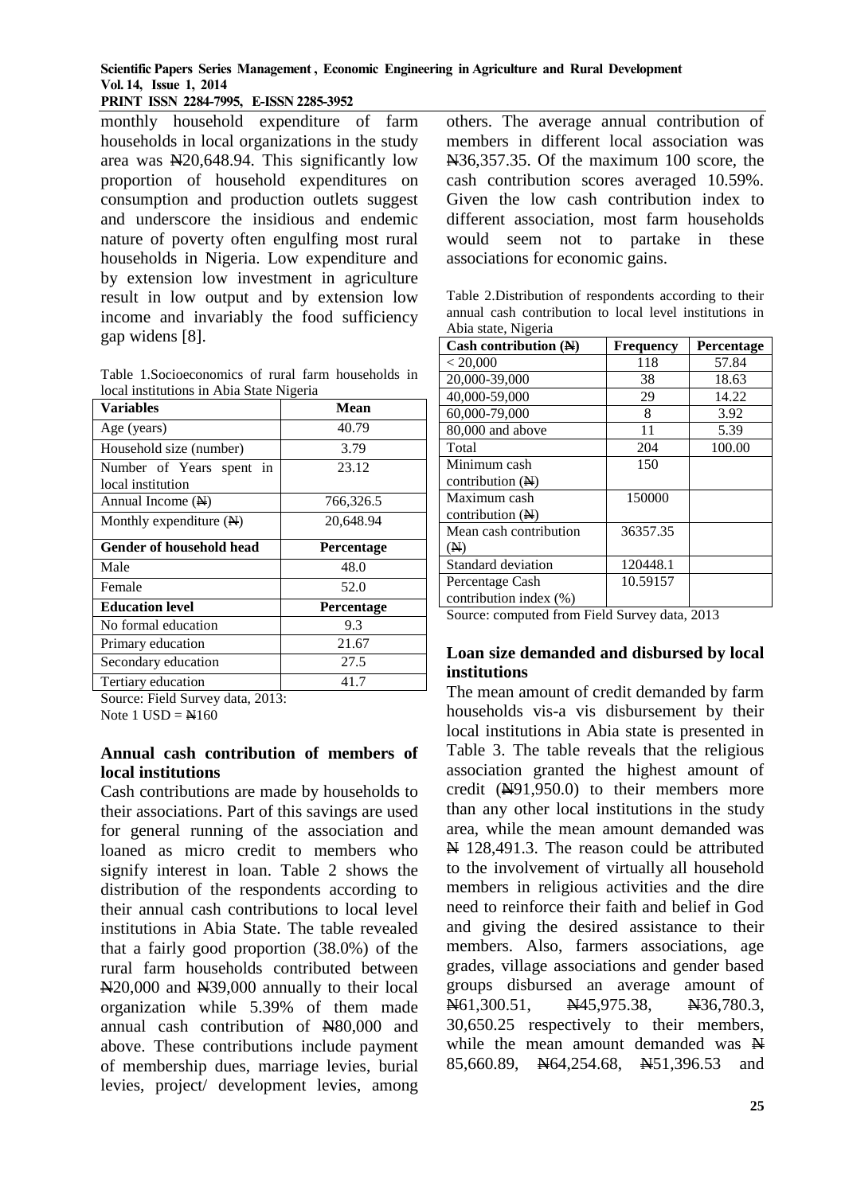monthly household expenditure of farm households in local organizations in the study area was ₦20,648.94. This significantly low proportion of household expenditures on consumption and production outlets suggest and underscore the insidious and endemic nature of poverty often engulfing most rural households in Nigeria. Low expenditure and by extension low investment in agriculture result in low output and by extension low income and invariably the food sufficiency gap widens [8].

Table 1.Socioeconomics of rural farm households in local institutions in Abia State Nigeria

| Variables | Mean |
|---|---|
| Age (years) | 40.79 |
| Household size (number) | 3.79 |
| Number of Years spent in local institution | 23.12 |
| Annual Income (₦) | 766,326.5 |
| Monthly expenditure (₦) | 20,648.94 |
| **Gender of household head** | **Percentage** |
| Male | 48.0 |
| Female | 52.0 |
| **Education level** | **Percentage** |
| No formal education | 9.3 |
| Primary education | 21.67 |
| Secondary education | 27.5 |
| Tertiary education | 41.7 |

Source: Field Survey data, 2013:
Note 1 USD = ₦160

## Annual cash contribution of members of local institutions

Cash contributions are made by households to their associations. Part of this savings are used for general running of the association and loaned as micro credit to members who signify interest in loan. Table 2 shows the distribution of the respondents according to their annual cash contributions to local level institutions in Abia State. The table revealed that a fairly good proportion (38.0%) of the rural farm households contributed between ₦20,000 and ₦39,000 annually to their local organization while 5.39% of them made annual cash contribution of ₦80,000 and above. These contributions include payment of membership dues, marriage levies, burial levies, project/ development levies, among others. The average annual contribution of members in different local association was ₦36,357.35. Of the maximum 100 score, the cash contribution scores averaged 10.59%. Given the low cash contribution index to different association, most farm households would seem not to partake in these associations for economic gains.

Table 2.Distribution of respondents according to their annual cash contribution to local level institutions in Abia state, Nigeria

| Cash contribution (₦) | Frequency | Percentage |
|---|---|---|
| < 20,000 | 118 | 57.84 |
| 20,000-39,000 | 38 | 18.63 |
| 40,000-59,000 | 29 | 14.22 |
| 60,000-79,000 | 8 | 3.92 |
| 80,000 and above | 11 | 5.39 |
| Total | 204 | 100.00 |
| Minimum cash contribution (₦) | 150 | |
| Maximum cash contribution (₦) | 150000 | |
| Mean cash contribution (₦) | 36357.35 | |
| Standard deviation | 120448.1 | |
| Percentage Cash contribution index (%) | 10.59157 | |

Source: computed from Field Survey data, 2013

## Loan size demanded and disbursed by local institutions

The mean amount of credit demanded by farm households vis-a vis disbursement by their local institutions in Abia state is presented in Table 3. The table reveals that the religious association granted the highest amount of credit (₦91,950.0) to their members more than any other local institutions in the study area, while the mean amount demanded was ₦ 128,491.3. The reason could be attributed to the involvement of virtually all household members in religious activities and the dire need to reinforce their faith and belief in God and giving the desired assistance to their members. Also, farmers associations, age grades, village associations and gender based groups disbursed an average amount of ₦61,300.51, ₦45,975.38, ₦36,780.3, 30,650.25 respectively to their members, while the mean amount demanded was ₦ 85,660.89, ₦64,254.68, ₦51,396.53 and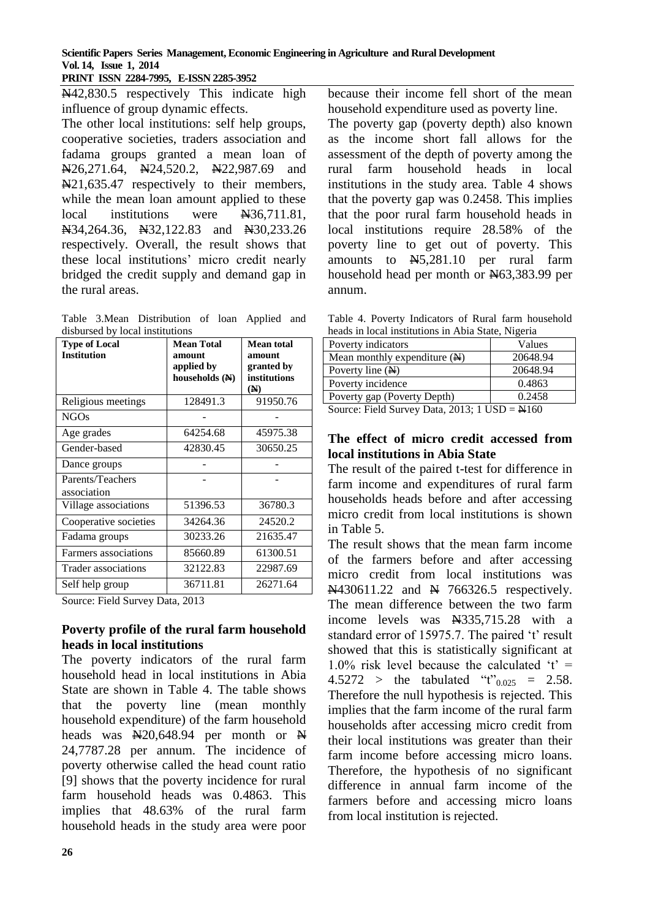₦42,830.5 respectively This indicate high influence of group dynamic effects.

The other local institutions: self help groups, cooperative societies, traders association and fadama groups granted a mean loan of ₦26,271.64, ₦24,520.2, ₦22,987.69 and ₦21,635.47 respectively to their members, while the mean loan amount applied to these local institutions were ₦36,711.81, ₦34,264.36, ₦32,122.83 and ₦30,233.26 respectively. Overall, the result shows that these local institutions' micro credit nearly bridged the credit supply and demand gap in the rural areas.

Table 3.Mean Distribution of loan Applied and disbursed by local institutions

| Type of Local Institution | Mean Total amount applied by households (₦) | Mean total amount granted by institutions (₦) |
|---|---|---|
| Religious meetings | 128491.3 | 91950.76 |
| NGOs | - | - |
| Age grades | 64254.68 | 45975.38 |
| Gender-based | 42830.45 | 30650.25 |
| Dance groups | - | - |
| Parents/Teachers association | - | - |
| Village associations | 51396.53 | 36780.3 |
| Cooperative societies | 34264.36 | 24520.2 |
| Fadama groups | 30233.26 | 21635.47 |
| Farmers associations | 85660.89 | 61300.51 |
| Trader associations | 32122.83 | 22987.69 |
| Self help group | 36711.81 | 26271.64 |

Source: Field Survey Data, 2013

### Poverty profile of the rural farm household heads in local institutions

The poverty indicators of the rural farm household head in local institutions in Abia State are shown in Table 4. The table shows that the poverty line (mean monthly household expenditure) of the farm household heads was ₦20,648.94 per month or ₦ 24,7787.28 per annum. The incidence of poverty otherwise called the head count ratio [9] shows that the poverty incidence for rural farm household heads was 0.4863. This implies that 48.63% of the rural farm household heads in the study area were poor because their income fell short of the mean household expenditure used as poverty line.

The poverty gap (poverty depth) also known as the income short fall allows for the assessment of the depth of poverty among the rural farm household heads in local institutions in the study area. Table 4 shows that the poverty gap was 0.2458. This implies that the poor rural farm household heads in local institutions require 28.58% of the poverty line to get out of poverty. This amounts to ₦5,281.10 per rural farm household head per month or ₦63,383.99 per annum.

Table 4. Poverty Indicators of Rural farm household heads in local institutions in Abia State, Nigeria

| Poverty indicators | Values |
|---|---|
| Mean monthly expenditure (₦) | 20648.94 |
| Poverty line (₦) | 20648.94 |
| Poverty incidence | 0.4863 |
| Poverty gap (Poverty Depth) | 0.2458 |

Source: Field Survey Data, 2013; 1 USD = ₦160

### The effect of micro credit accessed from local institutions in Abia State

The result of the paired t-test for difference in farm income and expenditures of rural farm households heads before and after accessing micro credit from local institutions is shown in Table 5.

The result shows that the mean farm income of the farmers before and after accessing micro credit from local institutions was ₦430611.22 and ₦ 766326.5 respectively. The mean difference between the two farm income levels was ₦335,715.28 with a standard error of 15975.7. The paired 't' result showed that this is statistically significant at 1.0% risk level because the calculated 't' = 4.5272 > the tabulated "$t_{0.025}$" = 2.58. Therefore the null hypothesis is rejected. This implies that the farm income of the rural farm households after accessing micro credit from their local institutions was greater than their farm income before accessing micro loans. Therefore, the hypothesis of no significant difference in annual farm income of the farmers before and accessing micro loans from local institution is rejected.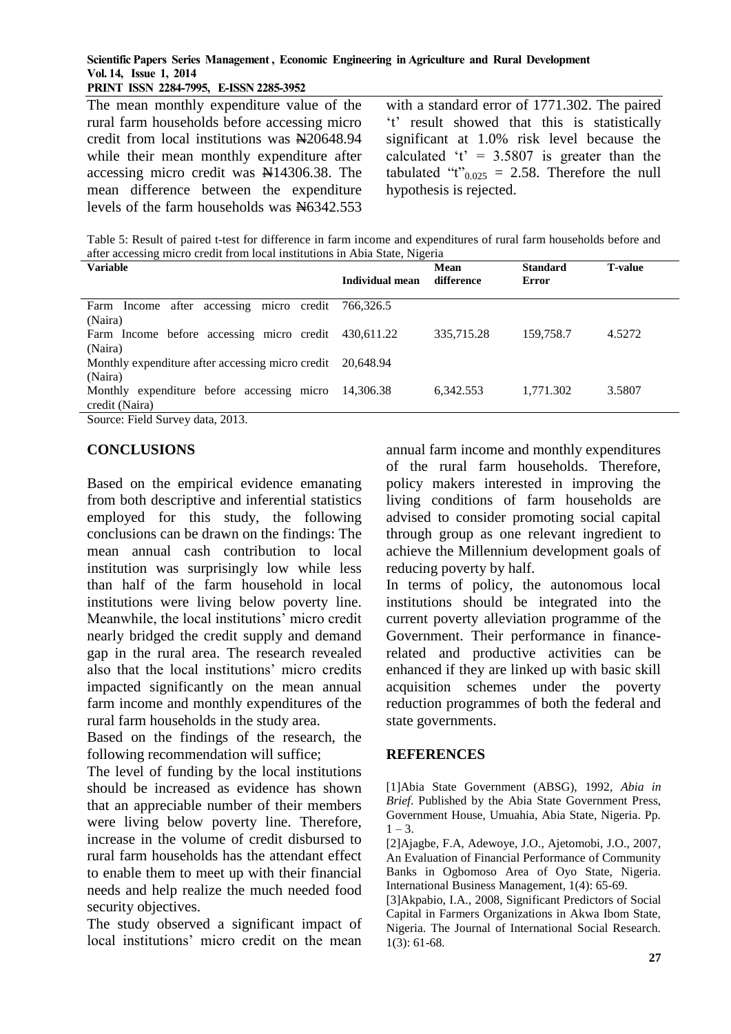The mean monthly expenditure value of the rural farm households before accessing micro credit from local institutions was ₦20648.94 while their mean monthly expenditure after accessing micro credit was ₦14306.38. The mean difference between the expenditure levels of the farm households was ₦6342.553 with a standard error of 1771.302. The paired 't' result showed that this is statistically significant at 1.0% risk level because the calculated 't' = 3.5807 is greater than the tabulated "t"$_{0.025}$ = 2.58. Therefore the null hypothesis is rejected.

Table 5: Result of paired t-test for difference in farm income and expenditures of rural farm households before and after accessing micro credit from local institutions in Abia State, Nigeria

| Variable | Individual mean | Mean difference | Standard Error | T-value |
|---|---|---|---|---|
| Farm Income after accessing micro credit (Naira) | 766,326.5 | | | |
| Farm Income before accessing micro credit (Naira) | 430,611.22 | 335,715.28 | 159,758.7 | 4.5272 |
| Monthly expenditure after accessing micro credit (Naira) | 20,648.94 | | | |
| Monthly expenditure before accessing micro credit (Naira) | 14,306.38 | 6,342.553 | 1,771.302 | 3.5807 |

Source: Field Survey data, 2013.

## CONCLUSIONS

Based on the empirical evidence emanating from both descriptive and inferential statistics employed for this study, the following conclusions can be drawn on the findings: The mean annual cash contribution to local institution was surprisingly low while less than half of the farm household in local institutions were living below poverty line. Meanwhile, the local institutions' micro credit nearly bridged the credit supply and demand gap in the rural area. The research revealed also that the local institutions' micro credits impacted significantly on the mean annual farm income and monthly expenditures of the rural farm households in the study area.

Based on the findings of the research, the following recommendation will suffice;

The level of funding by the local institutions should be increased as evidence has shown that an appreciable number of their members were living below poverty line. Therefore, increase in the volume of credit disbursed to rural farm households has the attendant effect to enable them to meet up with their financial needs and help realize the much needed food security objectives.

The study observed a significant impact of local institutions' micro credit on the mean annual farm income and monthly expenditures of the rural farm households. Therefore, policy makers interested in improving the living conditions of farm households are advised to consider promoting social capital through group as one relevant ingredient to achieve the Millennium development goals of reducing poverty by half.

In terms of policy, the autonomous local institutions should be integrated into the current poverty alleviation programme of the Government. Their performance in finance-related and productive activities can be enhanced if they are linked up with basic skill acquisition schemes under the poverty reduction programmes of both the federal and state governments.

## REFERENCES

[1]Abia State Government (ABSG), 1992, *Abia in Brief*. Published by the Abia State Government Press, Government House, Umuahia, Abia State, Nigeria. Pp. 1 – 3.

[2]Ajagbe, F.A, Adewoye, J.O., Ajetomobi, J.O., 2007, An Evaluation of Financial Performance of Community Banks in Ogbomoso Area of Oyo State, Nigeria. International Business Management, 1(4): 65-69.

[3]Akpabio, I.A., 2008, Significant Predictors of Social Capital in Farmers Organizations in Akwa Ibom State, Nigeria. The Journal of International Social Research. 1(3): 61-68.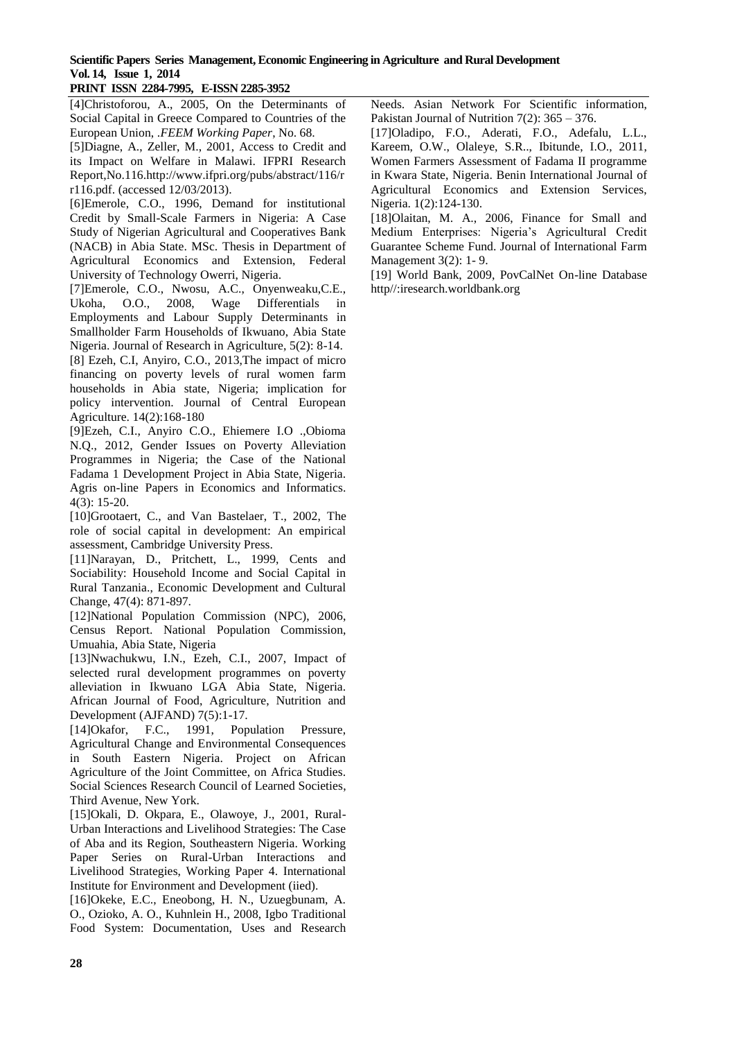[4]Christoforou, A., 2005, On the Determinants of Social Capital in Greece Compared to Countries of the European Union, .*FEEM Working Paper*, No. 68.

[5]Diagne, A., Zeller, M., 2001, Access to Credit and its Impact on Welfare in Malawi. IFPRI Research Report,No.116.http://www.ifpri.org/pubs/abstract/116/r r116.pdf. (accessed 12/03/2013).

[6]Emerole, C.O., 1996, Demand for institutional Credit by Small-Scale Farmers in Nigeria: A Case Study of Nigerian Agricultural and Cooperatives Bank (NACB) in Abia State. MSc. Thesis in Department of Agricultural Economics and Extension, Federal University of Technology Owerri, Nigeria.

[7]Emerole, C.O., Nwosu, A.C., Onyenweaku,C.E., Ukoha, O.O., 2008, Wage Differentials in Employments and Labour Supply Determinants in Smallholder Farm Households of Ikwuano, Abia State Nigeria. Journal of Research in Agriculture, 5(2): 8-14.

[8] Ezeh, C.I, Anyiro, C.O., 2013,The impact of micro financing on poverty levels of rural women farm households in Abia state, Nigeria; implication for policy intervention. Journal of Central European Agriculture. 14(2):168-180

[9]Ezeh, C.I., Anyiro C.O., Ehiemere I.O .,Obioma N.Q., 2012, Gender Issues on Poverty Alleviation Programmes in Nigeria; the Case of the National Fadama 1 Development Project in Abia State, Nigeria. Agris on-line Papers in Economics and Informatics. 4(3): 15-20.

[10]Grootaert, C., and Van Bastelaer, T., 2002, The role of social capital in development: An empirical assessment, Cambridge University Press.

[11]Narayan, D., Pritchett, L., 1999, Cents and Sociability: Household Income and Social Capital in Rural Tanzania., Economic Development and Cultural Change, 47(4): 871-897.

[12]National Population Commission (NPC), 2006, Census Report. National Population Commission, Umuahia, Abia State, Nigeria

[13]Nwachukwu, I.N., Ezeh, C.I., 2007, Impact of selected rural development programmes on poverty alleviation in Ikwuano LGA Abia State, Nigeria. African Journal of Food, Agriculture, Nutrition and Development (AJFAND) 7(5):1-17.

[14]Okafor, F.C., 1991, Population Pressure, Agricultural Change and Environmental Consequences in South Eastern Nigeria. Project on African Agriculture of the Joint Committee, on Africa Studies. Social Sciences Research Council of Learned Societies, Third Avenue, New York.

[15]Okali, D. Okpara, E., Olawoye, J., 2001, Rural-Urban Interactions and Livelihood Strategies: The Case of Aba and its Region, Southeastern Nigeria. Working Paper Series on Rural-Urban Interactions and Livelihood Strategies, Working Paper 4. International Institute for Environment and Development (iied).

[16]Okeke, E.C., Eneobong, H. N., Uzuegbunam, A. O., Ozioko, A. O., Kuhnlein H., 2008, Igbo Traditional Food System: Documentation, Uses and Research Needs. Asian Network For Scientific information, Pakistan Journal of Nutrition 7(2): 365 – 376.

[17]Oladipo, F.O., Aderati, F.O., Adefalu, L.L., Kareem, O.W., Olaleye, S.R.., Ibitunde, I.O., 2011, Women Farmers Assessment of Fadama II programme in Kwara State, Nigeria. Benin International Journal of Agricultural Economics and Extension Services, Nigeria. 1(2):124-130.

[18]Olaitan, M. A., 2006, Finance for Small and Medium Enterprises: Nigeria's Agricultural Credit Guarantee Scheme Fund. Journal of International Farm Management 3(2): 1- 9.

[19] World Bank, 2009, PovCalNet On-line Database http//:iresearch.worldbank.org